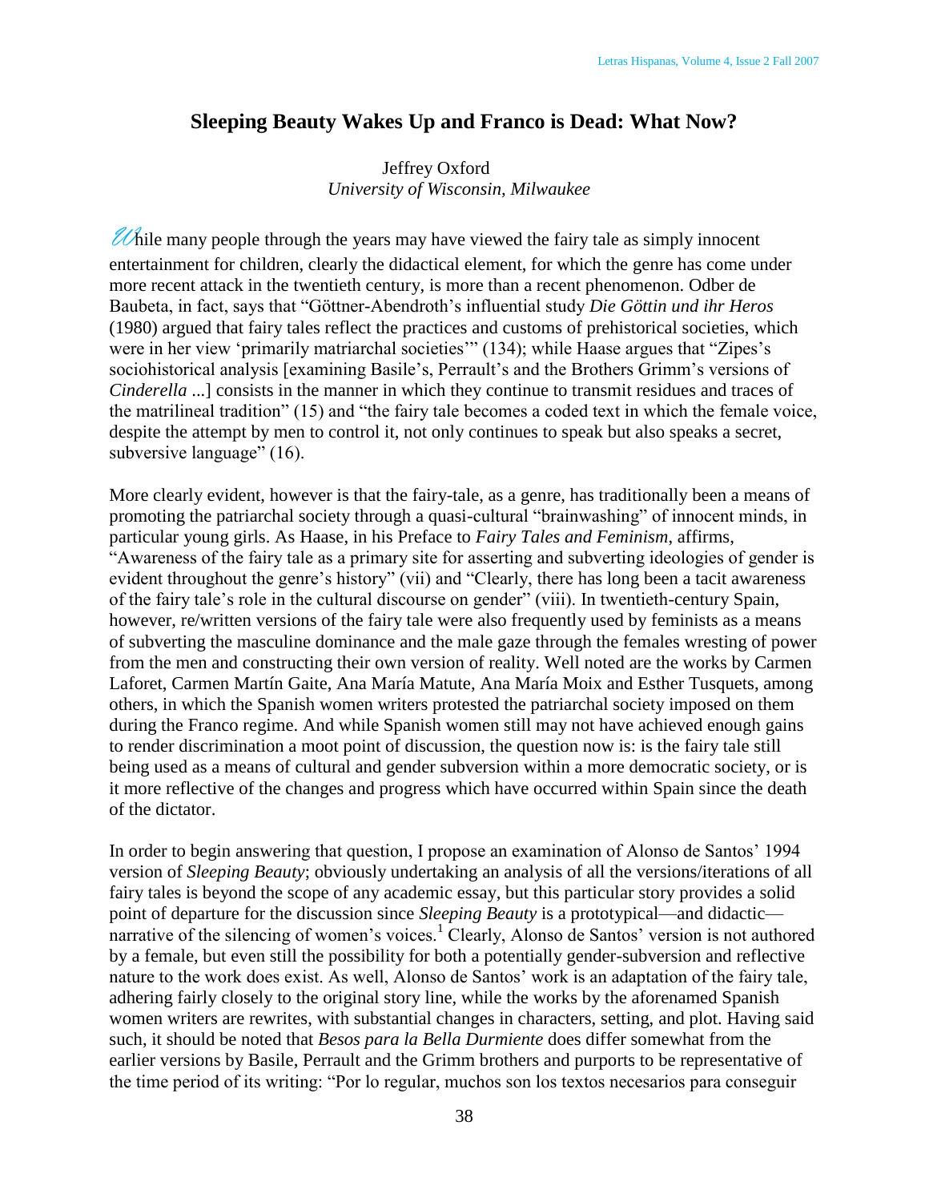# Sleeping Beauty Wakes Up and Franco is Dead: What Now?

Jeffrey Oxford
*University of Wisconsin, Milwaukee*

While many people through the years may have viewed the fairy tale as simply innocent entertainment for children, clearly the didactical element, for which the genre has come under more recent attack in the twentieth century, is more than a recent phenomenon. Odber de Baubeta, in fact, says that "Göttner-Abendroth's influential study *Die Göttin und ihr Heros* (1980) argued that fairy tales reflect the practices and customs of prehistorical societies, which were in her view 'primarily matriarchal societies'" (134); while Haase argues that "Zipes's sociohistorical analysis [examining Basile's, Perrault's and the Brothers Grimm's versions of *Cinderella* ...] consists in the manner in which they continue to transmit residues and traces of the matrilineal tradition" (15) and "the fairy tale becomes a coded text in which the female voice, despite the attempt by men to control it, not only continues to speak but also speaks a secret, subversive language" (16).

More clearly evident, however is that the fairy-tale, as a genre, has traditionally been a means of promoting the patriarchal society through a quasi-cultural "brainwashing" of innocent minds, in particular young girls. As Haase, in his Preface to *Fairy Tales and Feminism*, affirms, "Awareness of the fairy tale as a primary site for asserting and subverting ideologies of gender is evident throughout the genre's history" (vii) and "Clearly, there has long been a tacit awareness of the fairy tale's role in the cultural discourse on gender" (viii). In twentieth-century Spain, however, re/written versions of the fairy tale were also frequently used by feminists as a means of subverting the masculine dominance and the male gaze through the females wresting of power from the men and constructing their own version of reality. Well noted are the works by Carmen Laforet, Carmen Martín Gaite, Ana María Matute, Ana María Moix and Esther Tusquets, among others, in which the Spanish women writers protested the patriarchal society imposed on them during the Franco regime. And while Spanish women still may not have achieved enough gains to render discrimination a moot point of discussion, the question now is: is the fairy tale still being used as a means of cultural and gender subversion within a more democratic society, or is it more reflective of the changes and progress which have occurred within Spain since the death of the dictator.

In order to begin answering that question, I propose an examination of Alonso de Santos' 1994 version of *Sleeping Beauty*; obviously undertaking an analysis of all the versions/iterations of all fairy tales is beyond the scope of any academic essay, but this particular story provides a solid point of departure for the discussion since *Sleeping Beauty* is a prototypical—and didactic—narrative of the silencing of women's voices.[1] Clearly, Alonso de Santos' version is not authored by a female, but even still the possibility for both a potentially gender-subversion and reflective nature to the work does exist. As well, Alonso de Santos' work is an adaptation of the fairy tale, adhering fairly closely to the original story line, while the works by the aforenamed Spanish women writers are rewrites, with substantial changes in characters, setting, and plot. Having said such, it should be noted that *Besos para la Bella Durmiente* does differ somewhat from the earlier versions by Basile, Perrault and the Grimm brothers and purports to be representative of the time period of its writing: "Por lo regular, muchos son los textos necesarios para conseguir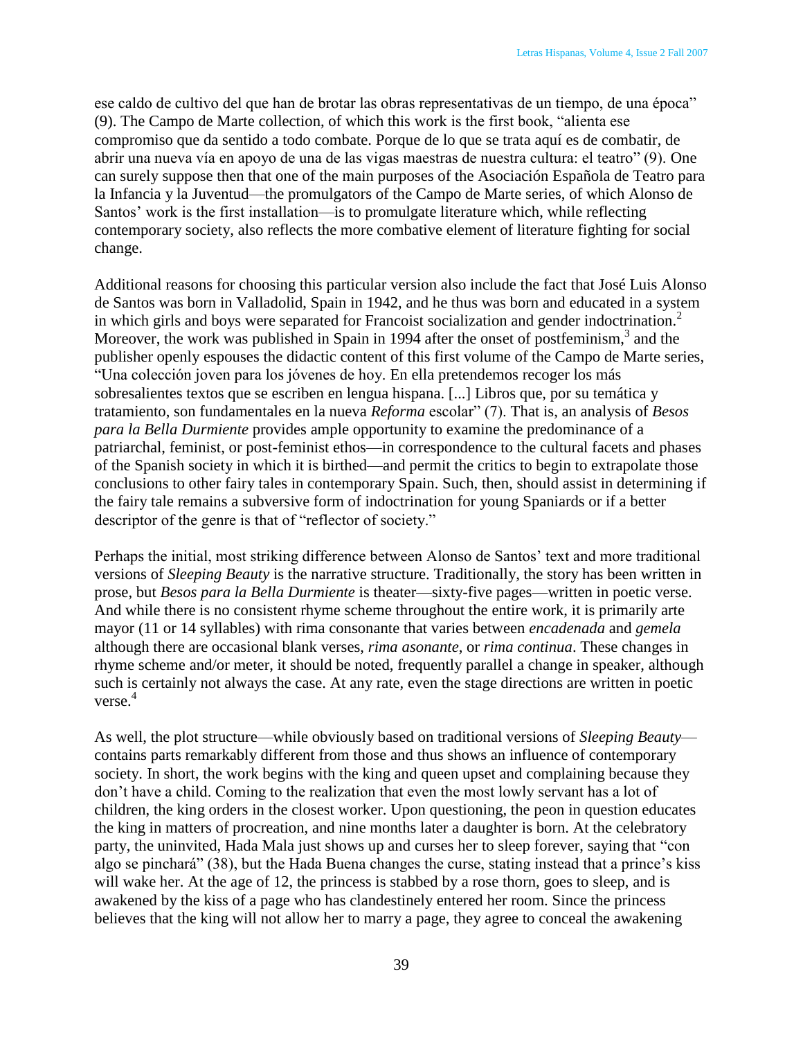ese caldo de cultivo del que han de brotar las obras representativas de un tiempo, de una época" (9). The Campo de Marte collection, of which this work is the first book, "alienta ese compromiso que da sentido a todo combate. Porque de lo que se trata aquí es de combatir, de abrir una nueva vía en apoyo de una de las vigas maestras de nuestra cultura: el teatro" (9). One can surely suppose then that one of the main purposes of the Asociación Española de Teatro para la Infancia y la Juventud—the promulgators of the Campo de Marte series, of which Alonso de Santos' work is the first installation—is to promulgate literature which, while reflecting contemporary society, also reflects the more combative element of literature fighting for social change.

Additional reasons for choosing this particular version also include the fact that José Luis Alonso de Santos was born in Valladolid, Spain in 1942, and he thus was born and educated in a system in which girls and boys were separated for Francoist socialization and gender indoctrination.[2] Moreover, the work was published in Spain in 1994 after the onset of postfeminism,[3] and the publisher openly espouses the didactic content of this first volume of the Campo de Marte series, "Una colección joven para los jóvenes de hoy. En ella pretendemos recoger los más sobresalientes textos que se escriben en lengua hispana. [...] Libros que, por su temática y tratamiento, son fundamentales en la nueva *Reforma* escolar" (7). That is, an analysis of *Besos para la Bella Durmiente* provides ample opportunity to examine the predominance of a patriarchal, feminist, or post-feminist ethos—in correspondence to the cultural facets and phases of the Spanish society in which it is birthed—and permit the critics to begin to extrapolate those conclusions to other fairy tales in contemporary Spain. Such, then, should assist in determining if the fairy tale remains a subversive form of indoctrination for young Spaniards or if a better descriptor of the genre is that of "reflector of society."

Perhaps the initial, most striking difference between Alonso de Santos' text and more traditional versions of *Sleeping Beauty* is the narrative structure. Traditionally, the story has been written in prose, but *Besos para la Bella Durmiente* is theater—sixty-five pages—written in poetic verse. And while there is no consistent rhyme scheme throughout the entire work, it is primarily arte mayor (11 or 14 syllables) with rima consonante that varies between *encadenada* and *gemela* although there are occasional blank verses, *rima asonante*, or *rima continua*. These changes in rhyme scheme and/or meter, it should be noted, frequently parallel a change in speaker, although such is certainly not always the case. At any rate, even the stage directions are written in poetic verse.[4]

As well, the plot structure—while obviously based on traditional versions of *Sleeping Beauty*—contains parts remarkably different from those and thus shows an influence of contemporary society. In short, the work begins with the king and queen upset and complaining because they don't have a child. Coming to the realization that even the most lowly servant has a lot of children, the king orders in the closest worker. Upon questioning, the peon in question educates the king in matters of procreation, and nine months later a daughter is born. At the celebratory party, the uninvited, Hada Mala just shows up and curses her to sleep forever, saying that "con algo se pinchará" (38), but the Hada Buena changes the curse, stating instead that a prince's kiss will wake her. At the age of 12, the princess is stabbed by a rose thorn, goes to sleep, and is awakened by the kiss of a page who has clandestinely entered her room. Since the princess believes that the king will not allow her to marry a page, they agree to conceal the awakening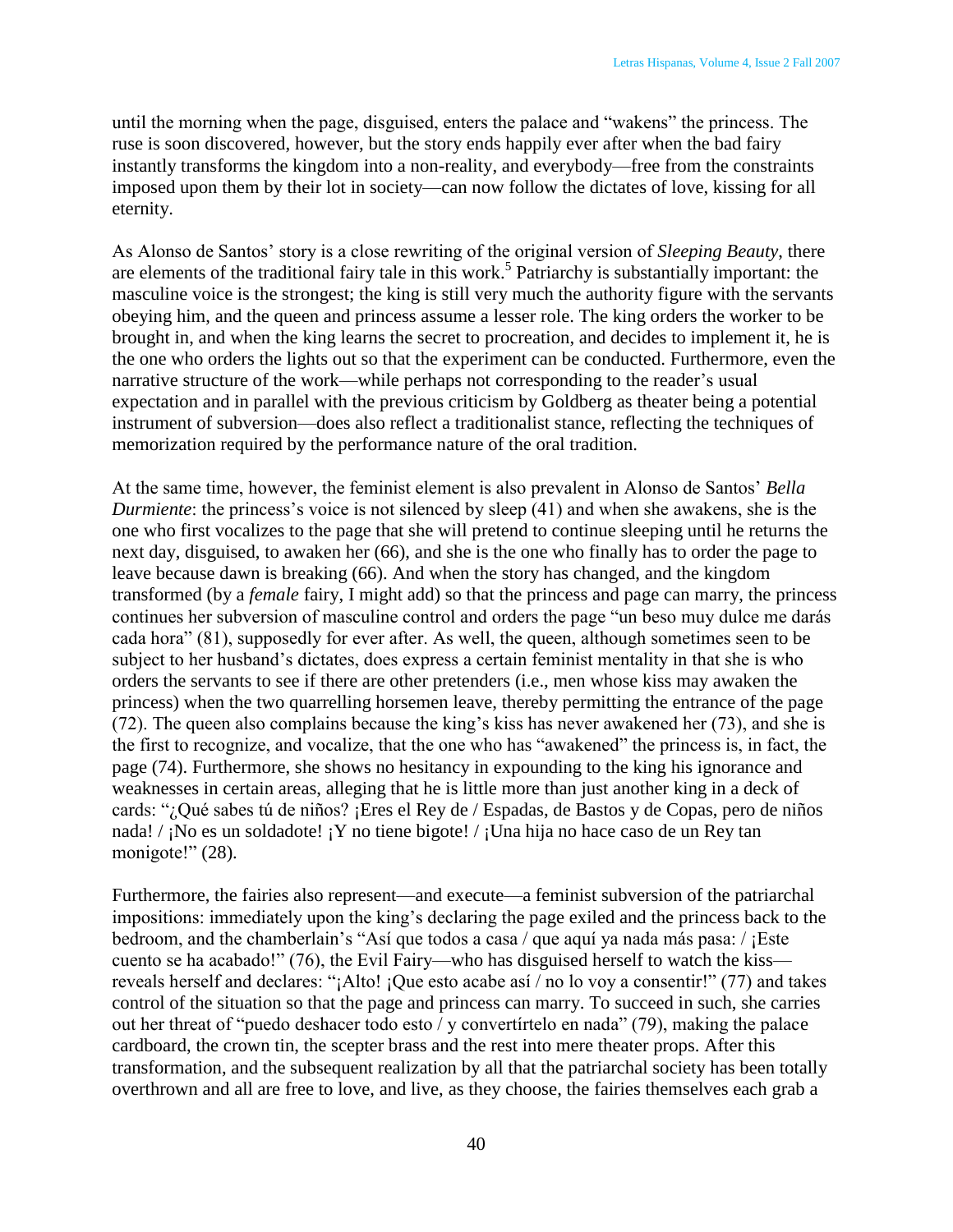until the morning when the page, disguised, enters the palace and "wakens" the princess. The ruse is soon discovered, however, but the story ends happily ever after when the bad fairy instantly transforms the kingdom into a non-reality, and everybody—free from the constraints imposed upon them by their lot in society—can now follow the dictates of love, kissing for all eternity.

As Alonso de Santos' story is a close rewriting of the original version of *Sleeping Beauty*, there are elements of the traditional fairy tale in this work.[5] Patriarchy is substantially important: the masculine voice is the strongest; the king is still very much the authority figure with the servants obeying him, and the queen and princess assume a lesser role. The king orders the worker to be brought in, and when the king learns the secret to procreation, and decides to implement it, he is the one who orders the lights out so that the experiment can be conducted. Furthermore, even the narrative structure of the work—while perhaps not corresponding to the reader's usual expectation and in parallel with the previous criticism by Goldberg as theater being a potential instrument of subversion—does also reflect a traditionalist stance, reflecting the techniques of memorization required by the performance nature of the oral tradition.

At the same time, however, the feminist element is also prevalent in Alonso de Santos' *Bella Durmiente*: the princess's voice is not silenced by sleep (41) and when she awakens, she is the one who first vocalizes to the page that she will pretend to continue sleeping until he returns the next day, disguised, to awaken her (66), and she is the one who finally has to order the page to leave because dawn is breaking (66). And when the story has changed, and the kingdom transformed (by a *female* fairy, I might add) so that the princess and page can marry, the princess continues her subversion of masculine control and orders the page "un beso muy dulce me darás cada hora" (81), supposedly for ever after. As well, the queen, although sometimes seen to be subject to her husband's dictates, does express a certain feminist mentality in that she is who orders the servants to see if there are other pretenders (i.e., men whose kiss may awaken the princess) when the two quarrelling horsemen leave, thereby permitting the entrance of the page (72). The queen also complains because the king's kiss has never awakened her (73), and she is the first to recognize, and vocalize, that the one who has "awakened" the princess is, in fact, the page (74). Furthermore, she shows no hesitancy in expounding to the king his ignorance and weaknesses in certain areas, alleging that he is little more than just another king in a deck of cards: "¿Qué sabes tú de niños? ¡Eres el Rey de / Espadas, de Bastos y de Copas, pero de niños nada! / ¡No es un soldadote! ¡Y no tiene bigote! / ¡Una hija no hace caso de un Rey tan monigote!" (28).

Furthermore, the fairies also represent—and execute—a feminist subversion of the patriarchal impositions: immediately upon the king's declaring the page exiled and the princess back to the bedroom, and the chamberlain's "Así que todos a casa / que aquí ya nada más pasa: / ¡Este cuento se ha acabado!" (76), the Evil Fairy—who has disguised herself to watch the kiss—reveals herself and declares: "¡Alto! ¡Que esto acabe así / no lo voy a consentir!" (77) and takes control of the situation so that the page and princess can marry. To succeed in such, she carries out her threat of "puedo deshacer todo esto / y convertírtelo en nada" (79), making the palace cardboard, the crown tin, the scepter brass and the rest into mere theater props. After this transformation, and the subsequent realization by all that the patriarchal society has been totally overthrown and all are free to love, and live, as they choose, the fairies themselves each grab a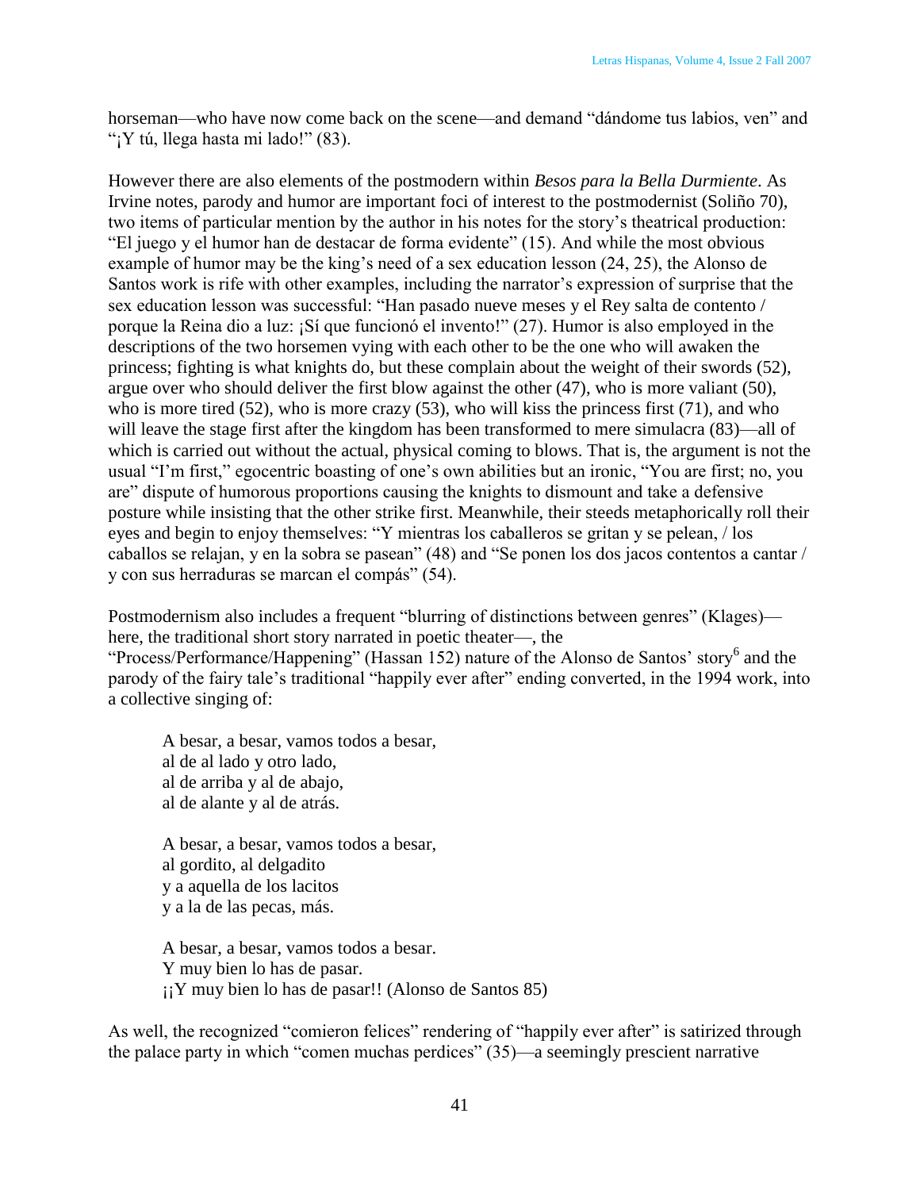horseman—who have now come back on the scene—and demand "dándome tus labios, ven" and "¡Y tú, llega hasta mi lado!" (83).

However there are also elements of the postmodern within *Besos para la Bella Durmiente*. As Irvine notes, parody and humor are important foci of interest to the postmodernist (Soliño 70), two items of particular mention by the author in his notes for the story's theatrical production: "El juego y el humor han de destacar de forma evidente" (15). And while the most obvious example of humor may be the king's need of a sex education lesson (24, 25), the Alonso de Santos work is rife with other examples, including the narrator's expression of surprise that the sex education lesson was successful: "Han pasado nueve meses y el Rey salta de contento / porque la Reina dio a luz: ¡Sí que funcionó el invento!" (27). Humor is also employed in the descriptions of the two horsemen vying with each other to be the one who will awaken the princess; fighting is what knights do, but these complain about the weight of their swords (52), argue over who should deliver the first blow against the other (47), who is more valiant (50), who is more tired (52), who is more crazy (53), who will kiss the princess first (71), and who will leave the stage first after the kingdom has been transformed to mere simulacra (83)—all of which is carried out without the actual, physical coming to blows. That is, the argument is not the usual "I'm first," egocentric boasting of one's own abilities but an ironic, "You are first; no, you are" dispute of humorous proportions causing the knights to dismount and take a defensive posture while insisting that the other strike first. Meanwhile, their steeds metaphorically roll their eyes and begin to enjoy themselves: "Y mientras los caballeros se gritan y se pelean, / los caballos se relajan, y en la sobra se pasean" (48) and "Se ponen los dos jacos contentos a cantar / y con sus herraduras se marcan el compás" (54).

Postmodernism also includes a frequent "blurring of distinctions between genres" (Klages)—here, the traditional short story narrated in poetic theater—, the "Process/Performance/Happening" (Hassan 152) nature of the Alonso de Santos' story[6] and the parody of the fairy tale's traditional "happily ever after" ending converted, in the 1994 work, into a collective singing of:

> A besar, a besar, vamos todos a besar,
> al de al lado y otro lado,
> al de arriba y al de abajo,
> al de alante y al de atrás.
>
> A besar, a besar, vamos todos a besar,
> al gordito, al delgadito
> y a aquella de los lacitos
> y a la de las pecas, más.
>
> A besar, a besar, vamos todos a besar.
> Y muy bien lo has de pasar.
> ¡¡Y muy bien lo has de pasar!! (Alonso de Santos 85)

As well, the recognized "comieron felices" rendering of "happily ever after" is satirized through the palace party in which "comen muchas perdices" (35)—a seemingly prescient narrative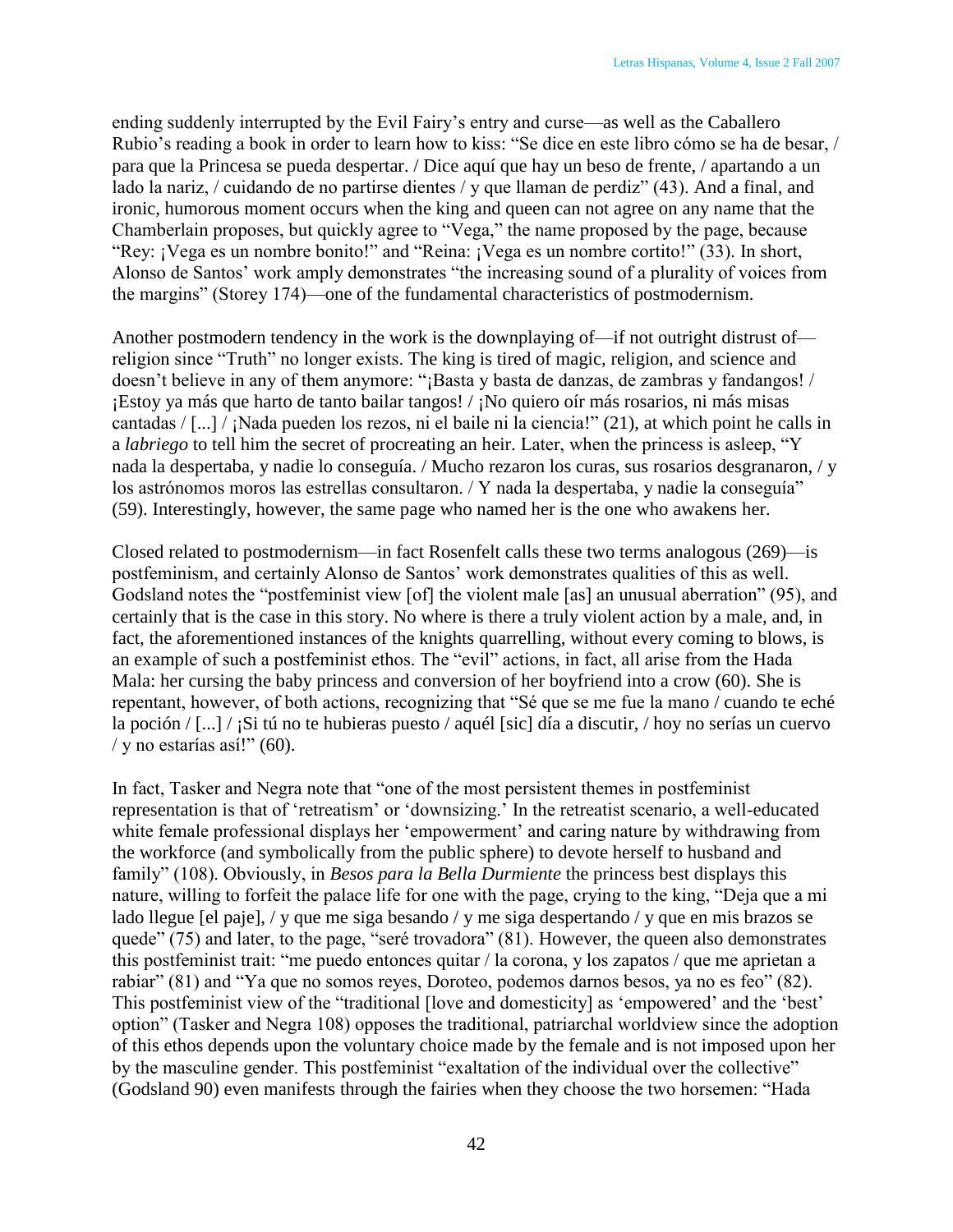ending suddenly interrupted by the Evil Fairy's entry and curse—as well as the Caballero Rubio's reading a book in order to learn how to kiss: "Se dice en este libro cómo se ha de besar, / para que la Princesa se pueda despertar. / Dice aquí que hay un beso de frente, / apartando a un lado la nariz, / cuidando de no partirse dientes / y que llaman de perdiz" (43). And a final, and ironic, humorous moment occurs when the king and queen can not agree on any name that the Chamberlain proposes, but quickly agree to "Vega," the name proposed by the page, because "Rey: ¡Vega es un nombre bonito!" and "Reina: ¡Vega es un nombre cortito!" (33). In short, Alonso de Santos' work amply demonstrates "the increasing sound of a plurality of voices from the margins" (Storey 174)—one of the fundamental characteristics of postmodernism.

Another postmodern tendency in the work is the downplaying of—if not outright distrust of—religion since "Truth" no longer exists. The king is tired of magic, religion, and science and doesn't believe in any of them anymore: "¡Basta y basta de danzas, de zambras y fandangos! / ¡Estoy ya más que harto de tanto bailar tangos! / ¡No quiero oír más rosarios, ni más misas cantadas / [...] / ¡Nada pueden los rezos, ni el baile ni la ciencia!" (21), at which point he calls in a *labriego* to tell him the secret of procreating an heir. Later, when the princess is asleep, "Y nada la despertaba, y nadie lo conseguía. / Mucho rezaron los curas, sus rosarios desgranaron, / y los astrónomos moros las estrellas consultaron. / Y nada la despertaba, y nadie la conseguía" (59). Interestingly, however, the same page who named her is the one who awakens her.

Closed related to postmodernism—in fact Rosenfelt calls these two terms analogous (269)—is postfeminism, and certainly Alonso de Santos' work demonstrates qualities of this as well. Godsland notes the "postfeminist view [of] the violent male [as] an unusual aberration" (95), and certainly that is the case in this story. No where is there a truly violent action by a male, and, in fact, the aforementioned instances of the knights quarrelling, without every coming to blows, is an example of such a postfeminist ethos. The "evil" actions, in fact, all arise from the Hada Mala: her cursing the baby princess and conversion of her boyfriend into a crow (60). She is repentant, however, of both actions, recognizing that "Sé que se me fue la mano / cuando te eché la poción / [...] / ¡Si tú no te hubieras puesto / aquél [sic] día a discutir, / hoy no serías un cuervo / y no estarías así!" (60).

In fact, Tasker and Negra note that "one of the most persistent themes in postfeminist representation is that of 'retreatism' or 'downsizing.' In the retreatist scenario, a well-educated white female professional displays her 'empowerment' and caring nature by withdrawing from the workforce (and symbolically from the public sphere) to devote herself to husband and family" (108). Obviously, in *Besos para la Bella Durmiente* the princess best displays this nature, willing to forfeit the palace life for one with the page, crying to the king, "Deja que a mi lado llegue [el paje], / y que me siga besando / y me siga despertando / y que en mis brazos se quede" (75) and later, to the page, "seré trovadora" (81). However, the queen also demonstrates this postfeminist trait: "me puedo entonces quitar / la corona, y los zapatos / que me aprietan a rabiar" (81) and "Ya que no somos reyes, Doroteo, podemos darnos besos, ya no es feo" (82). This postfeminist view of the "traditional [love and domesticity] as 'empowered' and the 'best' option" (Tasker and Negra 108) opposes the traditional, patriarchal worldview since the adoption of this ethos depends upon the voluntary choice made by the female and is not imposed upon her by the masculine gender. This postfeminist "exaltation of the individual over the collective" (Godsland 90) even manifests through the fairies when they choose the two horsemen: "Hada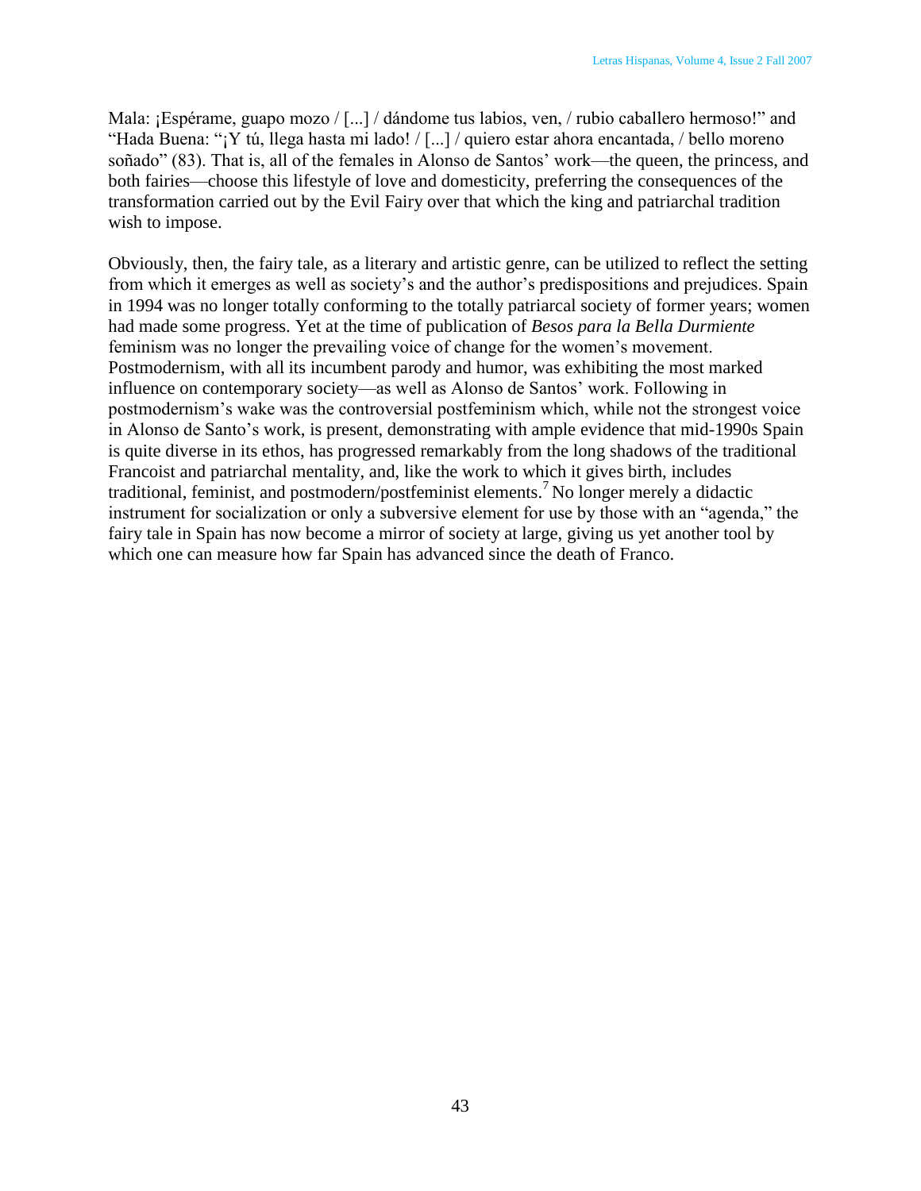Mala: ¡Espérame, guapo mozo / [...] / dándome tus labios, ven, / rubio caballero hermoso!" and "Hada Buena: "¡Y tú, llega hasta mi lado! / [...] / quiero estar ahora encantada, / bello moreno soñado" (83). That is, all of the females in Alonso de Santos' work—the queen, the princess, and both fairies—choose this lifestyle of love and domesticity, preferring the consequences of the transformation carried out by the Evil Fairy over that which the king and patriarchal tradition wish to impose.

Obviously, then, the fairy tale, as a literary and artistic genre, can be utilized to reflect the setting from which it emerges as well as society's and the author's predispositions and prejudices. Spain in 1994 was no longer totally conforming to the totally patriarcal society of former years; women had made some progress. Yet at the time of publication of *Besos para la Bella Durmiente* feminism was no longer the prevailing voice of change for the women's movement. Postmodernism, with all its incumbent parody and humor, was exhibiting the most marked influence on contemporary society—as well as Alonso de Santos' work. Following in postmodernism's wake was the controversial postfeminism which, while not the strongest voice in Alonso de Santo's work, is present, demonstrating with ample evidence that mid-1990s Spain is quite diverse in its ethos, has progressed remarkably from the long shadows of the traditional Francoist and patriarchal mentality, and, like the work to which it gives birth, includes traditional, feminist, and postmodern/postfeminist elements.[7] No longer merely a didactic instrument for socialization or only a subversive element for use by those with an "agenda," the fairy tale in Spain has now become a mirror of society at large, giving us yet another tool by which one can measure how far Spain has advanced since the death of Franco.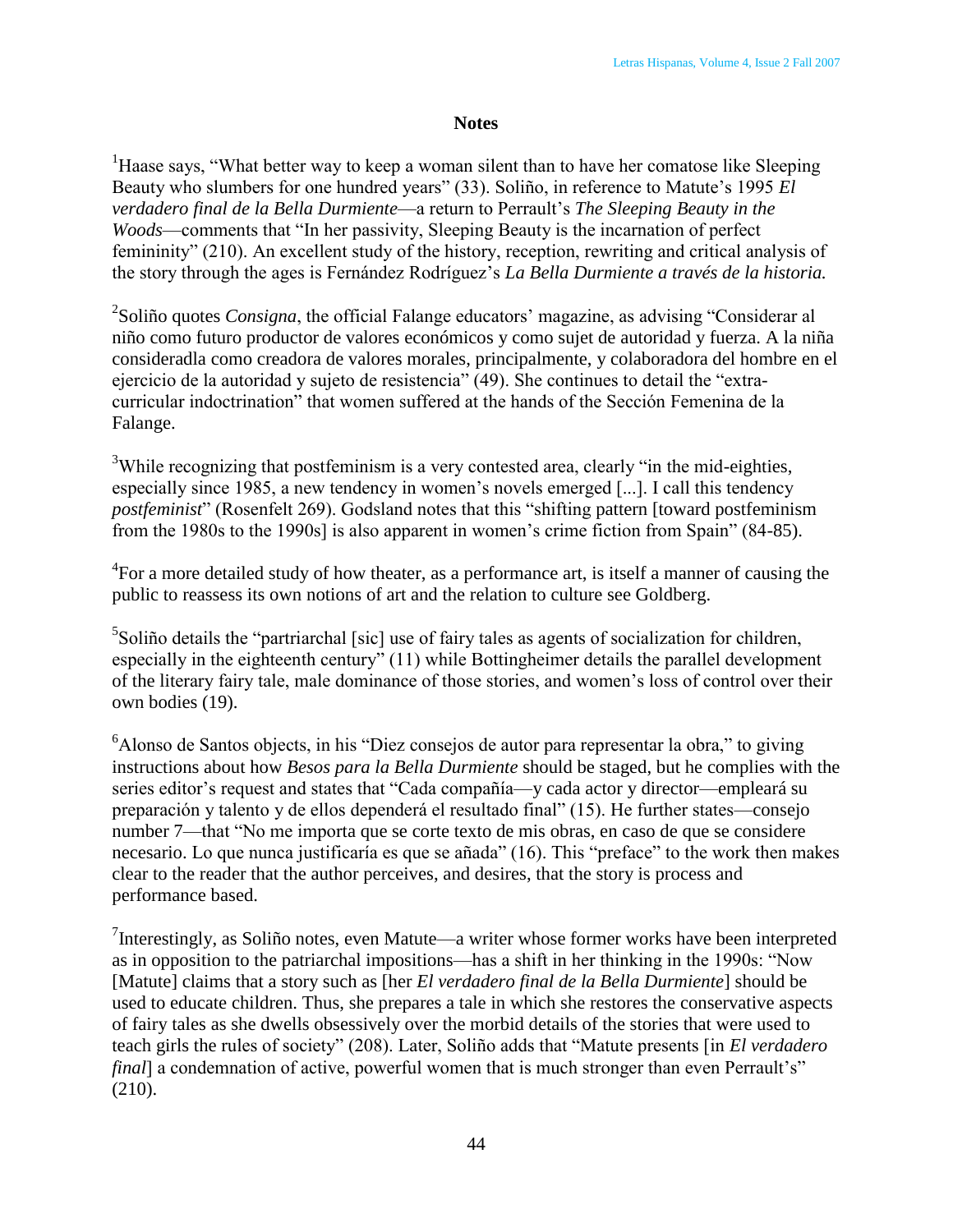## Notes

[1]Haase says, “What better way to keep a woman silent than to have her comatose like Sleeping Beauty who slumbers for one hundred years” (33). Soliño, in reference to Matute’s 1995 *El verdadero final de la Bella Durmiente*—a return to Perrault’s *The Sleeping Beauty in the Woods*—comments that “In her passivity, Sleeping Beauty is the incarnation of perfect femininity” (210). An excellent study of the history, reception, rewriting and critical analysis of the story through the ages is Fernández Rodríguez’s *La Bella Durmiente a través de la historia.*

[2]Soliño quotes *Consigna*, the official Falange educators’ magazine, as advising “Considerar al niño como futuro productor de valores económicos y como sujet de autoridad y fuerza. A la niña consideradla como creadora de valores morales, principalmente, y colaboradora del hombre en el ejercicio de la autoridad y sujeto de resistencia” (49). She continues to detail the “extra-curricular indoctrination” that women suffered at the hands of the Sección Femenina de la Falange.

[3]While recognizing that postfeminism is a very contested area, clearly “in the mid-eighties, especially since 1985, a new tendency in women’s novels emerged [...]. I call this tendency *postfeminist*” (Rosenfelt 269). Godsland notes that this “shifting pattern [toward postfeminism from the 1980s to the 1990s] is also apparent in women’s crime fiction from Spain” (84-85).

[4]For a more detailed study of how theater, as a performance art, is itself a manner of causing the public to reassess its own notions of art and the relation to culture see Goldberg.

[5]Soliño details the “partriarchal [sic] use of fairy tales as agents of socialization for children, especially in the eighteenth century” (11) while Bottingheimer details the parallel development of the literary fairy tale, male dominance of those stories, and women’s loss of control over their own bodies (19).

[6]Alonso de Santos objects, in his “Diez consejos de autor para representar la obra,” to giving instructions about how *Besos para la Bella Durmiente* should be staged, but he complies with the series editor’s request and states that “Cada compañía—y cada actor y director—empleará su preparación y talento y de ellos dependerá el resultado final” (15). He further states—consejo number 7—that “No me importa que se corte texto de mis obras, en caso de que se considere necesario. Lo que nunca justificaría es que se añada” (16). This “preface” to the work then makes clear to the reader that the author perceives, and desires, that the story is process and performance based.

[7]Interestingly, as Soliño notes, even Matute—a writer whose former works have been interpreted as in opposition to the patriarchal impositions—has a shift in her thinking in the 1990s: “Now [Matute] claims that a story such as [her *El verdadero final de la Bella Durmiente*] should be used to educate children. Thus, she prepares a tale in which she restores the conservative aspects of fairy tales as she dwells obsessively over the morbid details of the stories that were used to teach girls the rules of society” (208). Later, Soliño adds that “Matute presents [in *El verdadero final*] a condemnation of active, powerful women that is much stronger than even Perrault’s” (210).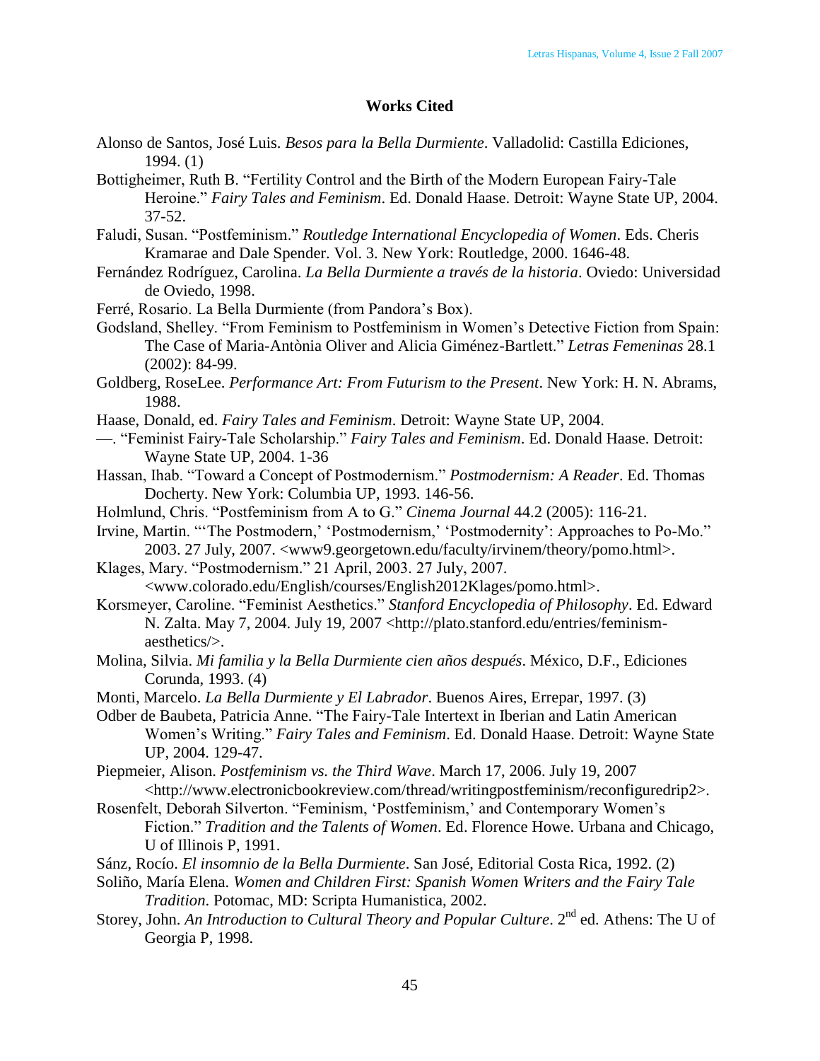## Works Cited

Alonso de Santos, José Luis. *Besos para la Bella Durmiente*. Valladolid: Castilla Ediciones, 1994. (1)

Bottigheimer, Ruth B. "Fertility Control and the Birth of the Modern European Fairy-Tale Heroine." *Fairy Tales and Feminism*. Ed. Donald Haase. Detroit: Wayne State UP, 2004. 37-52.

Faludi, Susan. "Postfeminism." *Routledge International Encyclopedia of Women*. Eds. Cheris Kramarae and Dale Spender. Vol. 3. New York: Routledge, 2000. 1646-48.

Fernández Rodríguez, Carolina. *La Bella Durmiente a través de la historia*. Oviedo: Universidad de Oviedo, 1998.

Ferré, Rosario. La Bella Durmiente (from Pandora's Box).

Godsland, Shelley. "From Feminism to Postfeminism in Women's Detective Fiction from Spain: The Case of Maria-Antònia Oliver and Alicia Giménez-Bartlett." *Letras Femeninas* 28.1 (2002): 84-99.

Goldberg, RoseLee. *Performance Art: From Futurism to the Present*. New York: H. N. Abrams, 1988.

Haase, Donald, ed. *Fairy Tales and Feminism*. Detroit: Wayne State UP, 2004.

—. "Feminist Fairy-Tale Scholarship." *Fairy Tales and Feminism*. Ed. Donald Haase. Detroit: Wayne State UP, 2004. 1-36

Hassan, Ihab. "Toward a Concept of Postmodernism." *Postmodernism: A Reader*. Ed. Thomas Docherty. New York: Columbia UP, 1993. 146-56.

Holmlund, Chris. "Postfeminism from A to G." *Cinema Journal* 44.2 (2005): 116-21.

Irvine, Martin. "'The Postmodern,' 'Postmodernism,' 'Postmodernity': Approaches to Po-Mo." 2003. 27 July, 2007. <www9.georgetown.edu/faculty/irvinem/theory/pomo.html>.

Klages, Mary. "Postmodernism." 21 April, 2003. 27 July, 2007. <www.colorado.edu/English/courses/English2012Klages/pomo.html>.

Korsmeyer, Caroline. "Feminist Aesthetics." *Stanford Encyclopedia of Philosophy*. Ed. Edward N. Zalta. May 7, 2004. July 19, 2007 <http://plato.stanford.edu/entries/feminism-aesthetics/>.

Molina, Silvia. *Mi familia y la Bella Durmiente cien años después*. México, D.F., Ediciones Corunda, 1993. (4)

Monti, Marcelo. *La Bella Durmiente y El Labrador*. Buenos Aires, Errepar, 1997. (3)

Odber de Baubeta, Patricia Anne. "The Fairy-Tale Intertext in Iberian and Latin American Women's Writing." *Fairy Tales and Feminism*. Ed. Donald Haase. Detroit: Wayne State UP, 2004. 129-47.

Piepmeier, Alison. *Postfeminism vs. the Third Wave*. March 17, 2006. July 19, 2007 <http://www.electronicbookreview.com/thread/writingpostfeminism/reconfiguredrip2>.

Rosenfelt, Deborah Silverton. "Feminism, 'Postfeminism,' and Contemporary Women's Fiction." *Tradition and the Talents of Women*. Ed. Florence Howe. Urbana and Chicago, U of Illinois P, 1991.

Sánz, Rocío. *El insomnio de la Bella Durmiente*. San José, Editorial Costa Rica, 1992. (2)

Soliño, María Elena. *Women and Children First: Spanish Women Writers and the Fairy Tale Tradition*. Potomac, MD: Scripta Humanistica, 2002.

Storey, John. *An Introduction to Cultural Theory and Popular Culture*. 2nd ed. Athens: The U of Georgia P, 1998.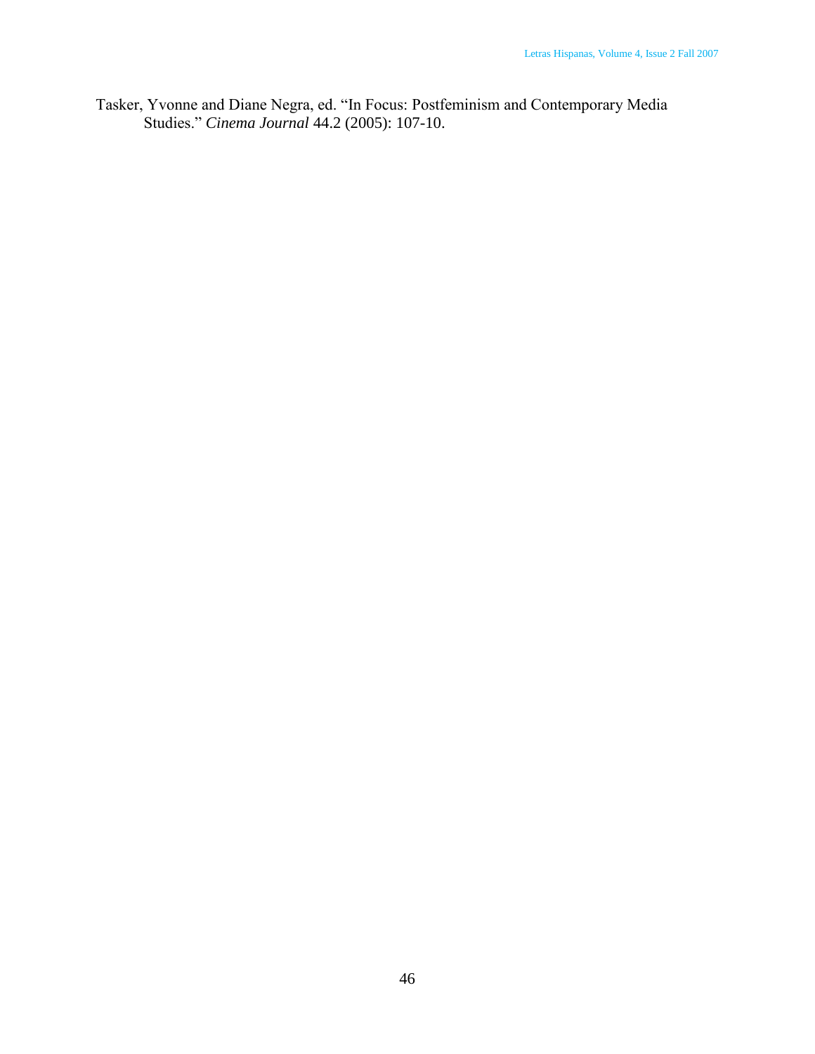Tasker, Yvonne and Diane Negra, ed. "In Focus: Postfeminism and Contemporary Media Studies." *Cinema Journal* 44.2 (2005): 107-10.